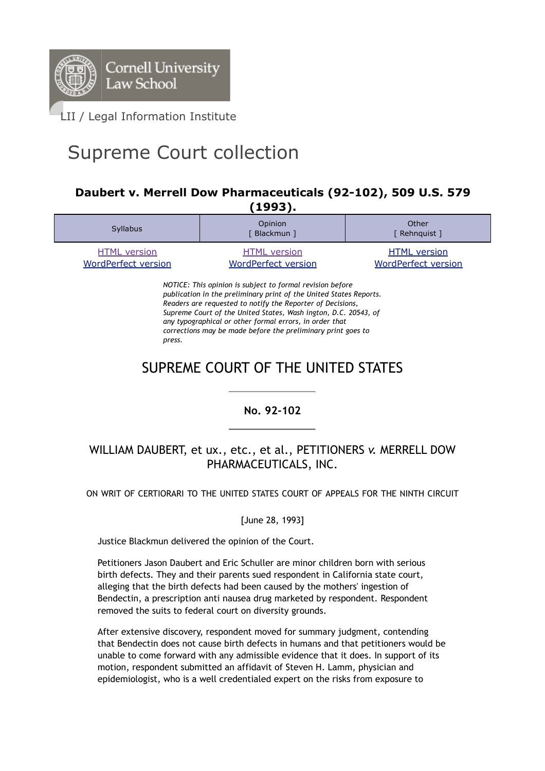Cornell University Law School

LII / Legal Information Institute

# Supreme Court collection

### Daubert v. Merrell Dow Pharmaceuticals (92-102), 509 U.S. 579 (1993).

| Syllabus | Opinion [ Blackmun ] | Other [ Rehnquist ] |
| --- | --- | --- |
| HTML version<br>WordPerfect version | HTML version<br>WordPerfect version | HTML version<br>WordPerfect version |

*NOTICE: This opinion is subject to formal revision before publication in the preliminary print of the United States Reports. Readers are requested to notify the Reporter of Decisions, Supreme Court of the United States, Wash ington, D.C. 20543, of any typographical or other formal errors, in order that corrections may be made before the preliminary print goes to press.*

## SUPREME COURT OF THE UNITED STATES

**No. 92-102**

WILLIAM DAUBERT, et ux., etc., et al., PETITIONERS *v.* MERRELL DOW PHARMACEUTICALS, INC.

ON WRIT OF CERTIORARI TO THE UNITED STATES COURT OF APPEALS FOR THE NINTH CIRCUIT

[June 28, 1993]

Justice Blackmun delivered the opinion of the Court.

Petitioners Jason Daubert and Eric Schuller are minor children born with serious birth defects. They and their parents sued respondent in California state court, alleging that the birth defects had been caused by the mothers' ingestion of Bendectin, a prescription anti nausea drug marketed by respondent. Respondent removed the suits to federal court on diversity grounds.

After extensive discovery, respondent moved for summary judgment, contending that Bendectin does not cause birth defects in humans and that petitioners would be unable to come forward with any admissible evidence that it does. In support of its motion, respondent submitted an affidavit of Steven H. Lamm, physician and epidemiologist, who is a well credentialed expert on the risks from exposure to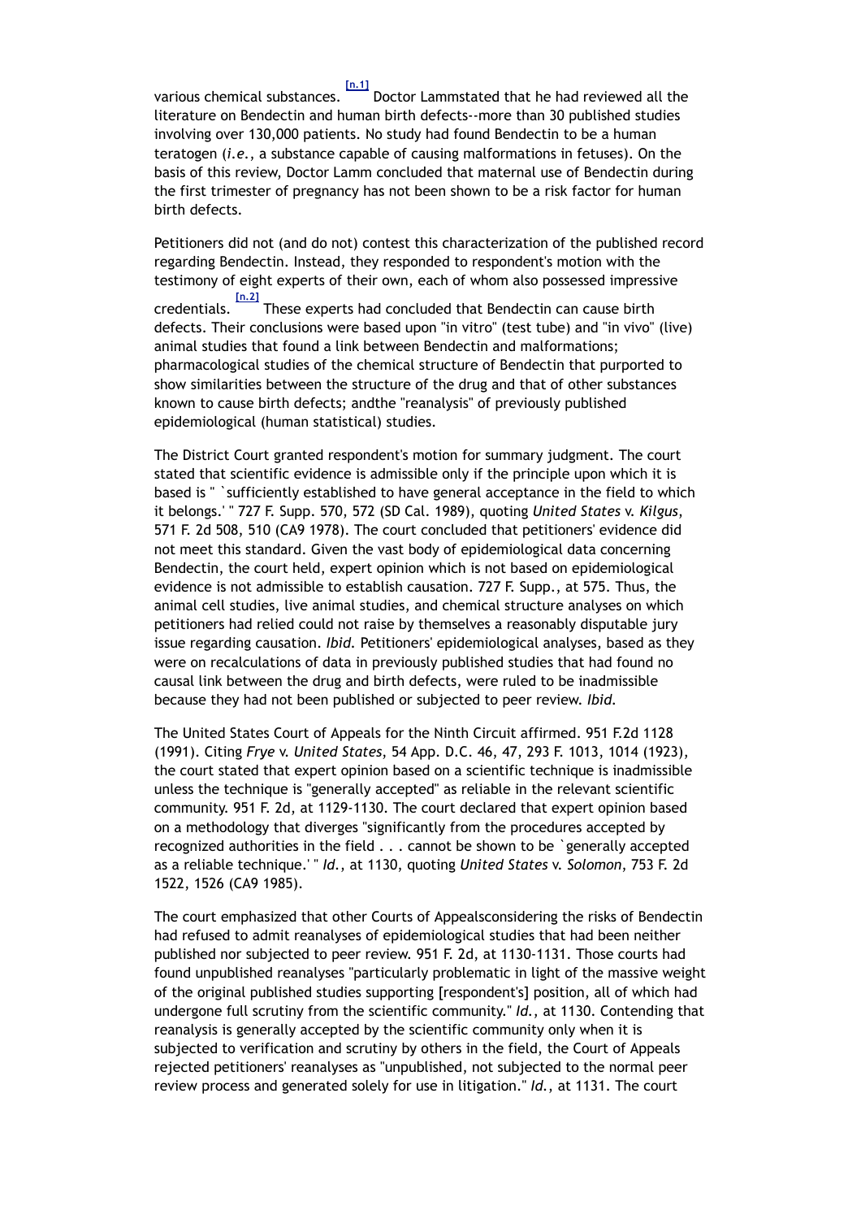various chemical substances. [n.1] Doctor Lammstated that he had reviewed all the literature on Bendectin and human birth defects--more than 30 published studies involving over 130,000 patients. No study had found Bendectin to be a human teratogen (*i.e.*, a substance capable of causing malformations in fetuses). On the basis of this review, Doctor Lamm concluded that maternal use of Bendectin during the first trimester of pregnancy has not been shown to be a risk factor for human birth defects.

Petitioners did not (and do not) contest this characterization of the published record regarding Bendectin. Instead, they responded to respondent's motion with the testimony of eight experts of their own, each of whom also possessed impressive credentials. [n.2] These experts had concluded that Bendectin can cause birth defects. Their conclusions were based upon "in vitro" (test tube) and "in vivo" (live) animal studies that found a link between Bendectin and malformations; pharmacological studies of the chemical structure of Bendectin that purported to show similarities between the structure of the drug and that of other substances known to cause birth defects; andthe "reanalysis" of previously published epidemiological (human statistical) studies.

The District Court granted respondent's motion for summary judgment. The court stated that scientific evidence is admissible only if the principle upon which it is based is " `sufficiently established to have general acceptance in the field to which it belongs.' " 727 F. Supp. 570, 572 (SD Cal. 1989), quoting *United States* v. *Kilgus*, 571 F. 2d 508, 510 (CA9 1978). The court concluded that petitioners' evidence did not meet this standard. Given the vast body of epidemiological data concerning Bendectin, the court held, expert opinion which is not based on epidemiological evidence is not admissible to establish causation. 727 F. Supp., at 575. Thus, the animal cell studies, live animal studies, and chemical structure analyses on which petitioners had relied could not raise by themselves a reasonably disputable jury issue regarding causation. *Ibid.* Petitioners' epidemiological analyses, based as they were on recalculations of data in previously published studies that had found no causal link between the drug and birth defects, were ruled to be inadmissible because they had not been published or subjected to peer review. *Ibid.*

The United States Court of Appeals for the Ninth Circuit affirmed. 951 F.2d 1128 (1991). Citing *Frye* v. *United States*, 54 App. D.C. 46, 47, 293 F. 1013, 1014 (1923), the court stated that expert opinion based on a scientific technique is inadmissible unless the technique is "generally accepted" as reliable in the relevant scientific community. 951 F. 2d, at 1129-1130. The court declared that expert opinion based on a methodology that diverges "significantly from the procedures accepted by recognized authorities in the field . . . cannot be shown to be `generally accepted as a reliable technique.' " *Id.*, at 1130, quoting *United States* v. *Solomon*, 753 F. 2d 1522, 1526 (CA9 1985).

The court emphasized that other Courts of Appealsconsidering the risks of Bendectin had refused to admit reanalyses of epidemiological studies that had been neither published nor subjected to peer review. 951 F. 2d, at 1130-1131. Those courts had found unpublished reanalyses "particularly problematic in light of the massive weight of the original published studies supporting [respondent's] position, all of which had undergone full scrutiny from the scientific community." *Id.*, at 1130. Contending that reanalysis is generally accepted by the scientific community only when it is subjected to verification and scrutiny by others in the field, the Court of Appeals rejected petitioners' reanalyses as "unpublished, not subjected to the normal peer review process and generated solely for use in litigation." *Id.*, at 1131. The court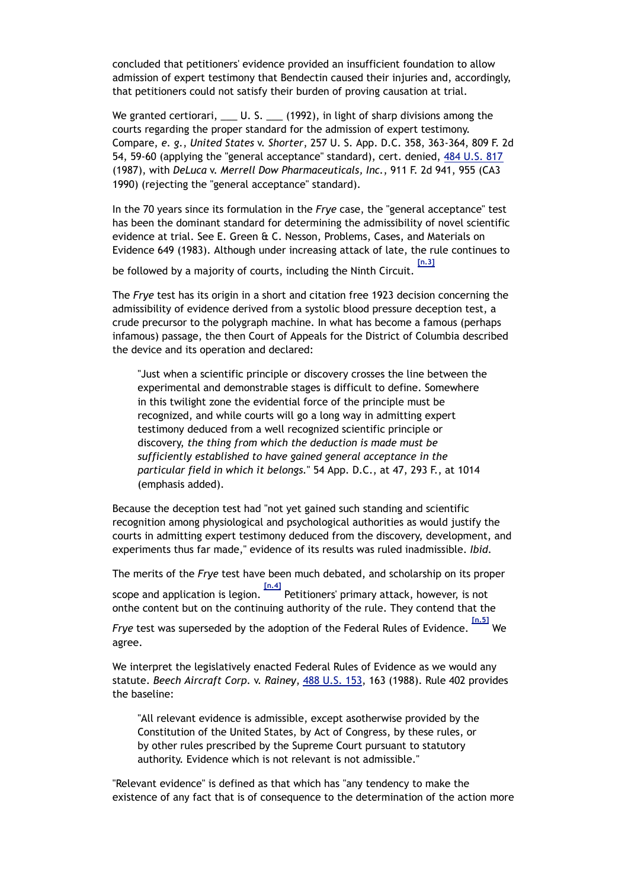concluded that petitioners' evidence provided an insufficient foundation to allow admission of expert testimony that Bendectin caused their injuries and, accordingly, that petitioners could not satisfy their burden of proving causation at trial.

We granted certiorari, ___ U. S. ___ (1992), in light of sharp divisions among the courts regarding the proper standard for the admission of expert testimony. Compare, *e. g.*, *United States* v. *Shorter*, 257 U. S. App. D.C. 358, 363-364, 809 F. 2d 54, 59-60 (applying the "general acceptance" standard), cert. denied, 484 U.S. 817 (1987), with *DeLuca* v. *Merrell Dow Pharmaceuticals, Inc.*, 911 F. 2d 941, 955 (CA3 1990) (rejecting the "general acceptance" standard).

In the 70 years since its formulation in the *Frye* case, the "general acceptance" test has been the dominant standard for determining the admissibility of novel scientific evidence at trial. See E. Green & C. Nesson, Problems, Cases, and Materials on Evidence 649 (1983). Although under increasing attack of late, the rule continues to be followed by a majority of courts, including the Ninth Circuit. [n.3]

The *Frye* test has its origin in a short and citation free 1923 decision concerning the admissibility of evidence derived from a systolic blood pressure deception test, a crude precursor to the polygraph machine. In what has become a famous (perhaps infamous) passage, the then Court of Appeals for the District of Columbia described the device and its operation and declared:

> "Just when a scientific principle or discovery crosses the line between the experimental and demonstrable stages is difficult to define. Somewhere in this twilight zone the evidential force of the principle must be recognized, and while courts will go a long way in admitting expert testimony deduced from a well recognized scientific principle or discovery, *the thing from which the deduction is made must be sufficiently established to have gained general acceptance in the particular field in which it belongs.*" 54 App. D.C., at 47, 293 F., at 1014 (emphasis added).

Because the deception test had "not yet gained such standing and scientific recognition among physiological and psychological authorities as would justify the courts in admitting expert testimony deduced from the discovery, development, and experiments thus far made," evidence of its results was ruled inadmissible. *Ibid.*

The merits of the *Frye* test have been much debated, and scholarship on its proper scope and application is legion. [n.4] Petitioners' primary attack, however, is not onthe content but on the continuing authority of the rule. They contend that the *Frye* test was superseded by the adoption of the Federal Rules of Evidence. [n.5] We agree.

We interpret the legislatively enacted Federal Rules of Evidence as we would any statute. *Beech Aircraft Corp.* v. *Rainey*, 488 U.S. 153, 163 (1988). Rule 402 provides the baseline:

> "All relevant evidence is admissible, except asotherwise provided by the Constitution of the United States, by Act of Congress, by these rules, or by other rules prescribed by the Supreme Court pursuant to statutory authority. Evidence which is not relevant is not admissible."

"Relevant evidence" is defined as that which has "any tendency to make the existence of any fact that is of consequence to the determination of the action more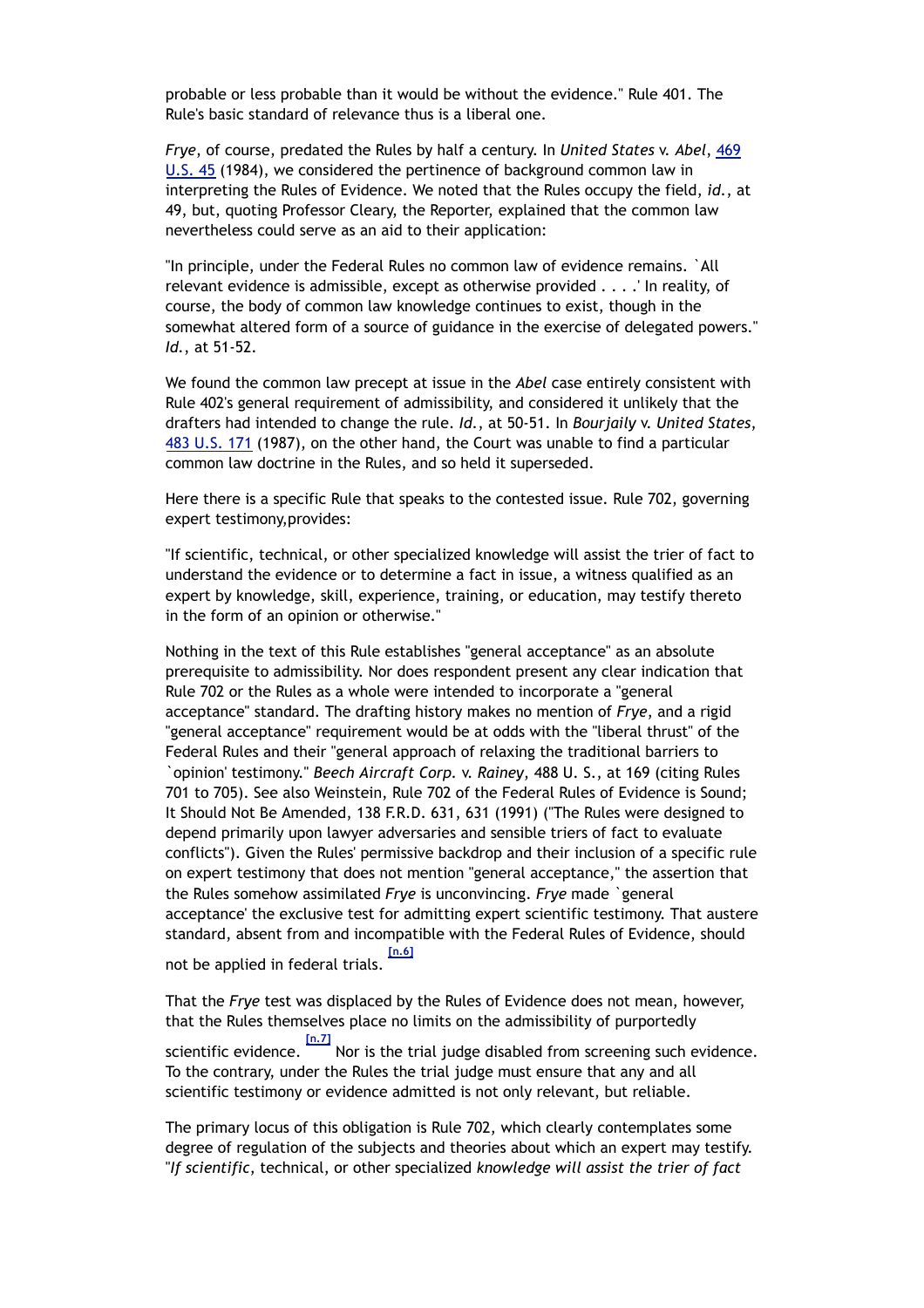probable or less probable than it would be without the evidence." Rule 401. The Rule's basic standard of relevance thus is a liberal one.

*Frye*, of course, predated the Rules by half a century. In *United States* v. *Abel*, 469 U.S. 45 (1984), we considered the pertinence of background common law in interpreting the Rules of Evidence. We noted that the Rules occupy the field, *id.*, at 49, but, quoting Professor Cleary, the Reporter, explained that the common law nevertheless could serve as an aid to their application:

"In principle, under the Federal Rules no common law of evidence remains. `All relevant evidence is admissible, except as otherwise provided . . . .' In reality, of course, the body of common law knowledge continues to exist, though in the somewhat altered form of a source of guidance in the exercise of delegated powers." *Id.*, at 51-52.

We found the common law precept at issue in the *Abel* case entirely consistent with Rule 402's general requirement of admissibility, and considered it unlikely that the drafters had intended to change the rule. *Id.*, at 50-51. In *Bourjaily* v. *United States*, 483 U.S. 171 (1987), on the other hand, the Court was unable to find a particular common law doctrine in the Rules, and so held it superseded.

Here there is a specific Rule that speaks to the contested issue. Rule 702, governing expert testimony,provides:

"If scientific, technical, or other specialized knowledge will assist the trier of fact to understand the evidence or to determine a fact in issue, a witness qualified as an expert by knowledge, skill, experience, training, or education, may testify thereto in the form of an opinion or otherwise."

Nothing in the text of this Rule establishes "general acceptance" as an absolute prerequisite to admissibility. Nor does respondent present any clear indication that Rule 702 or the Rules as a whole were intended to incorporate a "general acceptance" standard. The drafting history makes no mention of *Frye*, and a rigid "general acceptance" requirement would be at odds with the "liberal thrust" of the Federal Rules and their "general approach of relaxing the traditional barriers to `opinion' testimony." *Beech Aircraft Corp.* v. *Rainey*, 488 U. S., at 169 (citing Rules 701 to 705). See also Weinstein, Rule 702 of the Federal Rules of Evidence is Sound; It Should Not Be Amended, 138 F.R.D. 631, 631 (1991) ("The Rules were designed to depend primarily upon lawyer adversaries and sensible triers of fact to evaluate conflicts"). Given the Rules' permissive backdrop and their inclusion of a specific rule on expert testimony that does not mention "general acceptance," the assertion that the Rules somehow assimilated *Frye* is unconvincing. *Frye* made `general acceptance' the exclusive test for admitting expert scientific testimony. That austere standard, absent from and incompatible with the Federal Rules of Evidence, should not be applied in federal trials.[n.6]

That the *Frye* test was displaced by the Rules of Evidence does not mean, however, that the Rules themselves place no limits on the admissibility of purportedly scientific evidence.[n.7] Nor is the trial judge disabled from screening such evidence. To the contrary, under the Rules the trial judge must ensure that any and all scientific testimony or evidence admitted is not only relevant, but reliable.

The primary locus of this obligation is Rule 702, which clearly contemplates some degree of regulation of the subjects and theories about which an expert may testify. "*If scientific*, technical, or other specialized *knowledge will assist the trier of fact*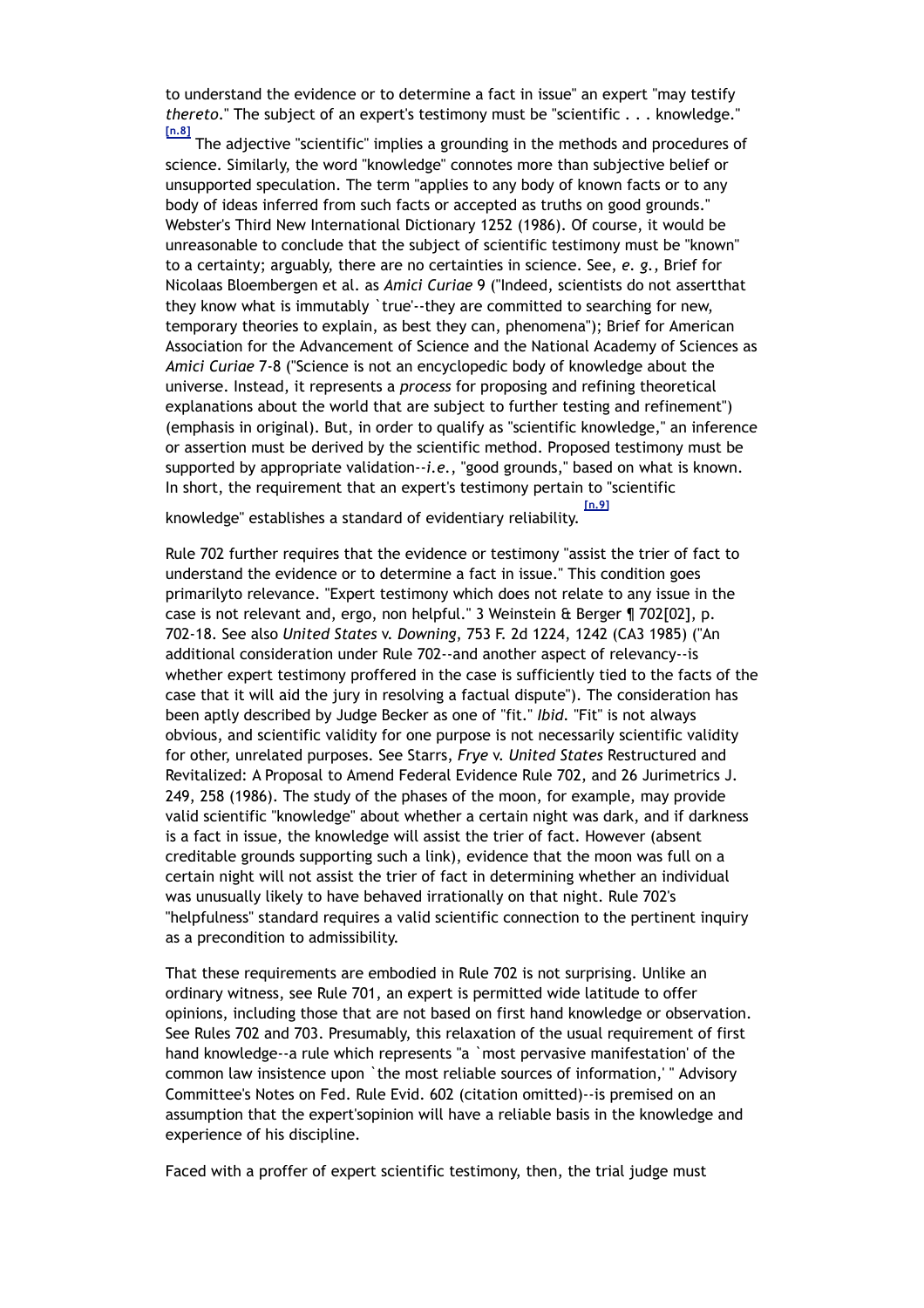to understand the evidence or to determine a fact in issue" an expert "may testify *thereto*." The subject of an expert's testimony must be "scientific . . . knowledge." [n.8] The adjective "scientific" implies a grounding in the methods and procedures of science. Similarly, the word "knowledge" connotes more than subjective belief or unsupported speculation. The term "applies to any body of known facts or to any body of ideas inferred from such facts or accepted as truths on good grounds." Webster's Third New International Dictionary 1252 (1986). Of course, it would be unreasonable to conclude that the subject of scientific testimony must be "known" to a certainty; arguably, there are no certainties in science. See, *e. g.*, Brief for Nicolaas Bloembergen et al. as *Amici Curiae* 9 ("Indeed, scientists do not assertthat they know what is immutably `true'--they are committed to searching for new, temporary theories to explain, as best they can, phenomena"); Brief for American Association for the Advancement of Science and the National Academy of Sciences as *Amici Curiae* 7-8 ("Science is not an encyclopedic body of knowledge about the universe. Instead, it represents a *process* for proposing and refining theoretical explanations about the world that are subject to further testing and refinement") (emphasis in original). But, in order to qualify as "scientific knowledge," an inference or assertion must be derived by the scientific method. Proposed testimony must be supported by appropriate validation--*i.e.*, "good grounds," based on what is known. In short, the requirement that an expert's testimony pertain to "scientific knowledge" establishes a standard of evidentiary reliability. [n.9]

Rule 702 further requires that the evidence or testimony "assist the trier of fact to understand the evidence or to determine a fact in issue." This condition goes primarilyto relevance. "Expert testimony which does not relate to any issue in the case is not relevant and, ergo, non helpful." 3 Weinstein & Berger ¶ 702[02], p. 702-18. See also *United States* v. *Downing*, 753 F. 2d 1224, 1242 (CA3 1985) ("An additional consideration under Rule 702--and another aspect of relevancy--is whether expert testimony proffered in the case is sufficiently tied to the facts of the case that it will aid the jury in resolving a factual dispute"). The consideration has been aptly described by Judge Becker as one of "fit." *Ibid.* "Fit" is not always obvious, and scientific validity for one purpose is not necessarily scientific validity for other, unrelated purposes. See Starrs, *Frye* v. *United States* Restructured and Revitalized: A Proposal to Amend Federal Evidence Rule 702, and 26 Jurimetrics J. 249, 258 (1986). The study of the phases of the moon, for example, may provide valid scientific "knowledge" about whether a certain night was dark, and if darkness is a fact in issue, the knowledge will assist the trier of fact. However (absent creditable grounds supporting such a link), evidence that the moon was full on a certain night will not assist the trier of fact in determining whether an individual was unusually likely to have behaved irrationally on that night. Rule 702's "helpfulness" standard requires a valid scientific connection to the pertinent inquiry as a precondition to admissibility.

That these requirements are embodied in Rule 702 is not surprising. Unlike an ordinary witness, see Rule 701, an expert is permitted wide latitude to offer opinions, including those that are not based on first hand knowledge or observation. See Rules 702 and 703. Presumably, this relaxation of the usual requirement of first hand knowledge--a rule which represents "a `most pervasive manifestation' of the common law insistence upon `the most reliable sources of information,' " Advisory Committee's Notes on Fed. Rule Evid. 602 (citation omitted)--is premised on an assumption that the expert'sopinion will have a reliable basis in the knowledge and experience of his discipline.

Faced with a proffer of expert scientific testimony, then, the trial judge must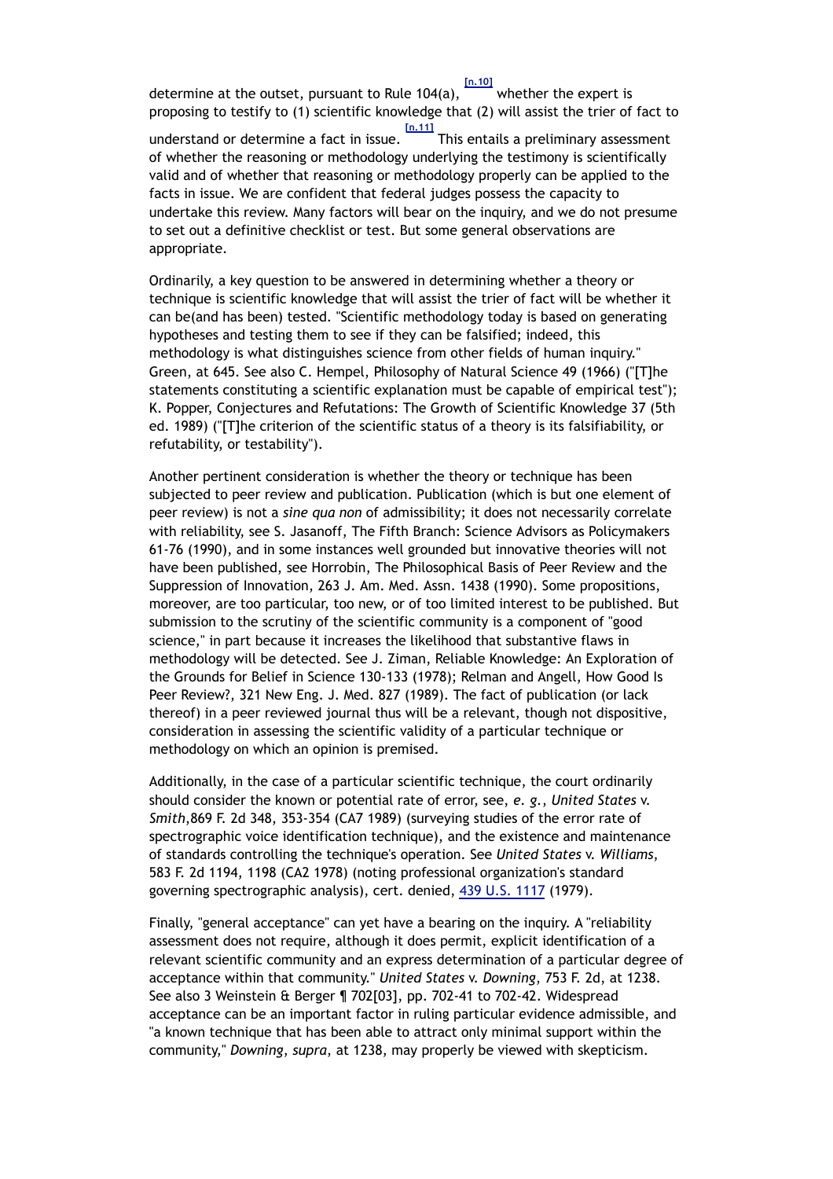determine at the outset, pursuant to Rule 104(a), [n.10] whether the expert is proposing to testify to (1) scientific knowledge that (2) will assist the trier of fact to understand or determine a fact in issue. [n.11] This entails a preliminary assessment of whether the reasoning or methodology underlying the testimony is scientifically valid and of whether that reasoning or methodology properly can be applied to the facts in issue. We are confident that federal judges possess the capacity to undertake this review. Many factors will bear on the inquiry, and we do not presume to set out a definitive checklist or test. But some general observations are appropriate.

Ordinarily, a key question to be answered in determining whether a theory or technique is scientific knowledge that will assist the trier of fact will be whether it can be(and has been) tested. "Scientific methodology today is based on generating hypotheses and testing them to see if they can be falsified; indeed, this methodology is what distinguishes science from other fields of human inquiry." Green, at 645. See also C. Hempel, Philosophy of Natural Science 49 (1966) ("[T]he statements constituting a scientific explanation must be capable of empirical test"); K. Popper, Conjectures and Refutations: The Growth of Scientific Knowledge 37 (5th ed. 1989) ("[T]he criterion of the scientific status of a theory is its falsifiability, or refutability, or testability").

Another pertinent consideration is whether the theory or technique has been subjected to peer review and publication. Publication (which is but one element of peer review) is not a *sine qua non* of admissibility; it does not necessarily correlate with reliability, see S. Jasanoff, The Fifth Branch: Science Advisors as Policymakers 61-76 (1990), and in some instances well grounded but innovative theories will not have been published, see Horrobin, The Philosophical Basis of Peer Review and the Suppression of Innovation, 263 J. Am. Med. Assn. 1438 (1990). Some propositions, moreover, are too particular, too new, or of too limited interest to be published. But submission to the scrutiny of the scientific community is a component of "good science," in part because it increases the likelihood that substantive flaws in methodology will be detected. See J. Ziman, Reliable Knowledge: An Exploration of the Grounds for Belief in Science 130-133 (1978); Relman and Angell, How Good Is Peer Review?, 321 New Eng. J. Med. 827 (1989). The fact of publication (or lack thereof) in a peer reviewed journal thus will be a relevant, though not dispositive, consideration in assessing the scientific validity of a particular technique or methodology on which an opinion is premised.

Additionally, in the case of a particular scientific technique, the court ordinarily should consider the known or potential rate of error, see, *e. g.*, *United States* v. *Smith*,869 F. 2d 348, 353-354 (CA7 1989) (surveying studies of the error rate of spectrographic voice identification technique), and the existence and maintenance of standards controlling the technique's operation. See *United States* v. *Williams*, 583 F. 2d 1194, 1198 (CA2 1978) (noting professional organization's standard governing spectrographic analysis), cert. denied, 439 U.S. 1117 (1979).

Finally, "general acceptance" can yet have a bearing on the inquiry. A "reliability assessment does not require, although it does permit, explicit identification of a relevant scientific community and an express determination of a particular degree of acceptance within that community." *United States* v. *Downing*, 753 F. 2d, at 1238. See also 3 Weinstein & Berger ¶ 702[03], pp. 702-41 to 702-42. Widespread acceptance can be an important factor in ruling particular evidence admissible, and "a known technique that has been able to attract only minimal support within the community," *Downing*, *supra*, at 1238, may properly be viewed with skepticism.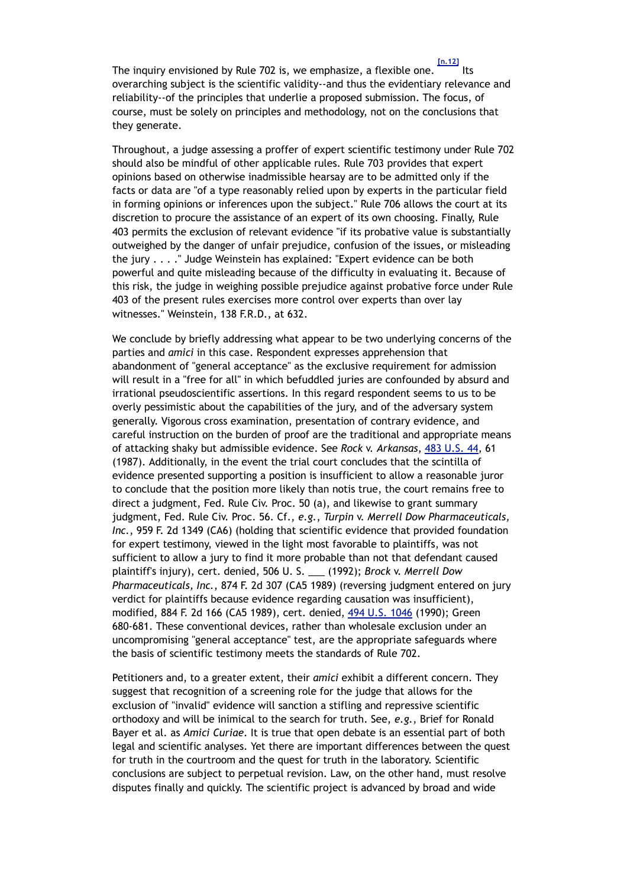The inquiry envisioned by Rule 702 is, we emphasize, a flexible one.[n.12] Its overarching subject is the scientific validity--and thus the evidentiary relevance and reliability--of the principles that underlie a proposed submission. The focus, of course, must be solely on principles and methodology, not on the conclusions that they generate.

Throughout, a judge assessing a proffer of expert scientific testimony under Rule 702 should also be mindful of other applicable rules. Rule 703 provides that expert opinions based on otherwise inadmissible hearsay are to be admitted only if the facts or data are "of a type reasonably relied upon by experts in the particular field in forming opinions or inferences upon the subject." Rule 706 allows the court at its discretion to procure the assistance of an expert of its own choosing. Finally, Rule 403 permits the exclusion of relevant evidence "if its probative value is substantially outweighed by the danger of unfair prejudice, confusion of the issues, or misleading the jury . . . ." Judge Weinstein has explained: "Expert evidence can be both powerful and quite misleading because of the difficulty in evaluating it. Because of this risk, the judge in weighing possible prejudice against probative force under Rule 403 of the present rules exercises more control over experts than over lay witnesses." Weinstein, 138 F.R.D., at 632.

We conclude by briefly addressing what appear to be two underlying concerns of the parties and *amici* in this case. Respondent expresses apprehension that abandonment of "general acceptance" as the exclusive requirement for admission will result in a "free for all" in which befuddled juries are confounded by absurd and irrational pseudoscientific assertions. In this regard respondent seems to us to be overly pessimistic about the capabilities of the jury, and of the adversary system generally. Vigorous cross examination, presentation of contrary evidence, and careful instruction on the burden of proof are the traditional and appropriate means of attacking shaky but admissible evidence. See *Rock* v. *Arkansas*, 483 U.S. 44, 61 (1987). Additionally, in the event the trial court concludes that the scintilla of evidence presented supporting a position is insufficient to allow a reasonable juror to conclude that the position more likely than notis true, the court remains free to direct a judgment, Fed. Rule Civ. Proc. 50 (a), and likewise to grant summary judgment, Fed. Rule Civ. Proc. 56. Cf., *e.g.*, *Turpin* v. *Merrell Dow Pharmaceuticals, Inc.*, 959 F. 2d 1349 (CA6) (holding that scientific evidence that provided foundation for expert testimony, viewed in the light most favorable to plaintiffs, was not sufficient to allow a jury to find it more probable than not that defendant caused plaintiff's injury), cert. denied, 506 U. S. ___ (1992); *Brock* v. *Merrell Dow Pharmaceuticals, Inc.*, 874 F. 2d 307 (CA5 1989) (reversing judgment entered on jury verdict for plaintiffs because evidence regarding causation was insufficient), modified, 884 F. 2d 166 (CA5 1989), cert. denied, 494 U.S. 1046 (1990); Green 680-681. These conventional devices, rather than wholesale exclusion under an uncompromising "general acceptance" test, are the appropriate safeguards where the basis of scientific testimony meets the standards of Rule 702.

Petitioners and, to a greater extent, their *amici* exhibit a different concern. They suggest that recognition of a screening role for the judge that allows for the exclusion of "invalid" evidence will sanction a stifling and repressive scientific orthodoxy and will be inimical to the search for truth. See, *e.g.*, Brief for Ronald Bayer et al. as *Amici Curiae*. It is true that open debate is an essential part of both legal and scientific analyses. Yet there are important differences between the quest for truth in the courtroom and the quest for truth in the laboratory. Scientific conclusions are subject to perpetual revision. Law, on the other hand, must resolve disputes finally and quickly. The scientific project is advanced by broad and wide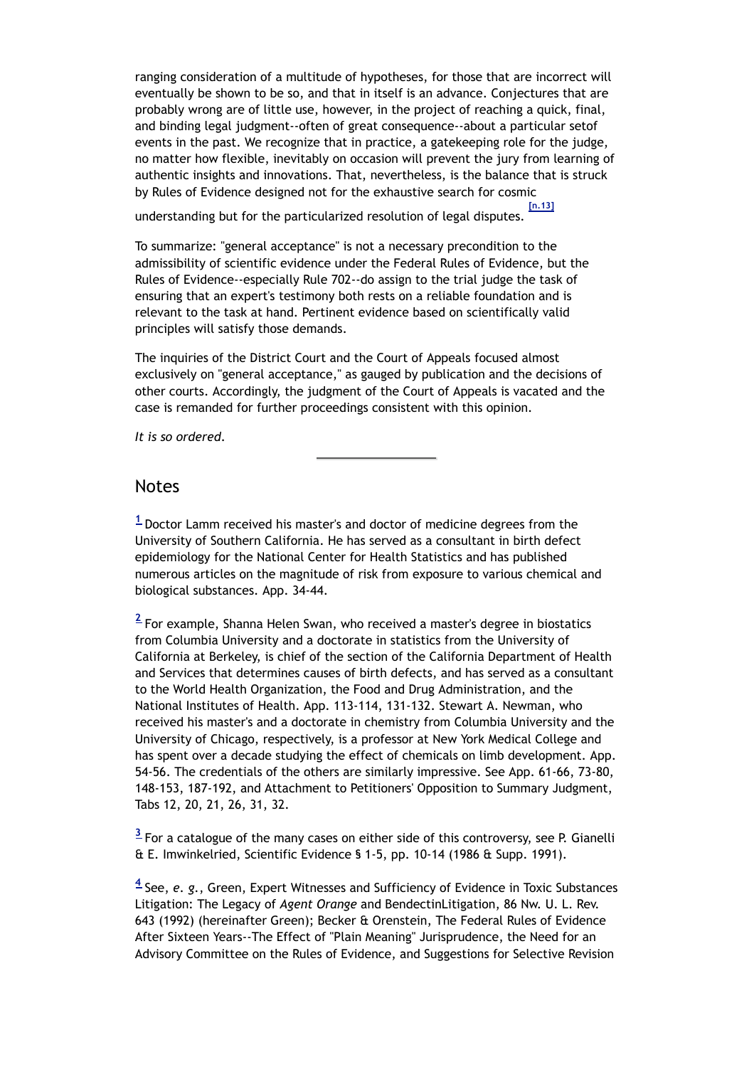ranging consideration of a multitude of hypotheses, for those that are incorrect will eventually be shown to be so, and that in itself is an advance. Conjectures that are probably wrong are of little use, however, in the project of reaching a quick, final, and binding legal judgment--often of great consequence--about a particular setof events in the past. We recognize that in practice, a gatekeeping role for the judge, no matter how flexible, inevitably on occasion will prevent the jury from learning of authentic insights and innovations. That, nevertheless, is the balance that is struck by Rules of Evidence designed not for the exhaustive search for cosmic understanding but for the particularized resolution of legal disputes. [n.13]

To summarize: "general acceptance" is not a necessary precondition to the admissibility of scientific evidence under the Federal Rules of Evidence, but the Rules of Evidence--especially Rule 702--do assign to the trial judge the task of ensuring that an expert's testimony both rests on a reliable foundation and is relevant to the task at hand. Pertinent evidence based on scientifically valid principles will satisfy those demands.

The inquiries of the District Court and the Court of Appeals focused almost exclusively on "general acceptance," as gauged by publication and the decisions of other courts. Accordingly, the judgment of the Court of Appeals is vacated and the case is remanded for further proceedings consistent with this opinion.

*It is so ordered.*

---

## Notes

[1] Doctor Lamm received his master's and doctor of medicine degrees from the University of Southern California. He has served as a consultant in birth defect epidemiology for the National Center for Health Statistics and has published numerous articles on the magnitude of risk from exposure to various chemical and biological substances. App. 34-44.

[2] For example, Shanna Helen Swan, who received a master's degree in biostatics from Columbia University and a doctorate in statistics from the University of California at Berkeley, is chief of the section of the California Department of Health and Services that determines causes of birth defects, and has served as a consultant to the World Health Organization, the Food and Drug Administration, and the National Institutes of Health. App. 113-114, 131-132. Stewart A. Newman, who received his master's and a doctorate in chemistry from Columbia University and the University of Chicago, respectively, is a professor at New York Medical College and has spent over a decade studying the effect of chemicals on limb development. App. 54-56. The credentials of the others are similarly impressive. See App. 61-66, 73-80, 148-153, 187-192, and Attachment to Petitioners' Opposition to Summary Judgment, Tabs 12, 20, 21, 26, 31, 32.

[3] For a catalogue of the many cases on either side of this controversy, see P. Gianelli & E. Imwinkelried, Scientific Evidence § 1-5, pp. 10-14 (1986 & Supp. 1991).

[4] See, *e. g.*, Green, Expert Witnesses and Sufficiency of Evidence in Toxic Substances Litigation: The Legacy of *Agent Orange* and BendectinLitigation, 86 Nw. U. L. Rev. 643 (1992) (hereinafter Green); Becker & Orenstein, The Federal Rules of Evidence After Sixteen Years--The Effect of "Plain Meaning" Jurisprudence, the Need for an Advisory Committee on the Rules of Evidence, and Suggestions for Selective Revision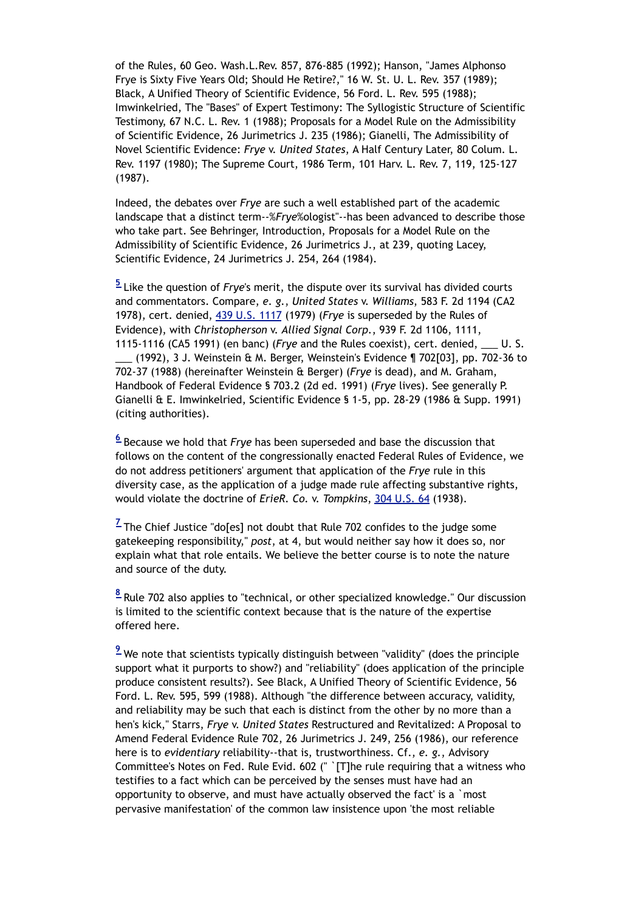of the Rules, 60 Geo. Wash.L.Rev. 857, 876-885 (1992); Hanson, "James Alphonso Frye is Sixty Five Years Old; Should He Retire?," 16 W. St. U. L. Rev. 357 (1989); Black, A Unified Theory of Scientific Evidence, 56 Ford. L. Rev. 595 (1988); Imwinkelried, The "Bases" of Expert Testimony: The Syllogistic Structure of Scientific Testimony, 67 N.C. L. Rev. 1 (1988); Proposals for a Model Rule on the Admissibility of Scientific Evidence, 26 Jurimetrics J. 235 (1986); Gianelli, The Admissibility of Novel Scientific Evidence: *Frye* v. *United States*, A Half Century Later, 80 Colum. L. Rev. 1197 (1980); The Supreme Court, 1986 Term, 101 Harv. L. Rev. 7, 119, 125-127 (1987).

Indeed, the debates over *Frye* are such a well established part of the academic landscape that a distinct term--%*Frye*%ologist"--has been advanced to describe those who take part. See Behringer, Introduction, Proposals for a Model Rule on the Admissibility of Scientific Evidence, 26 Jurimetrics J., at 239, quoting Lacey, Scientific Evidence, 24 Jurimetrics J. 254, 264 (1984).

[5] Like the question of *Frye*'s merit, the dispute over its survival has divided courts and commentators. Compare, *e. g.*, *United States* v. *Williams*, 583 F. 2d 1194 (CA2 1978), cert. denied, 439 U.S. 1117 (1979) (*Frye* is superseded by the Rules of Evidence), with *Christopherson* v. *Allied Signal Corp.*, 939 F. 2d 1106, 1111, 1115-1116 (CA5 1991) (en banc) (*Frye* and the Rules coexist), cert. denied, ___ U. S. ___ (1992), 3 J. Weinstein & M. Berger, Weinstein's Evidence ¶ 702[03], pp. 702-36 to 702-37 (1988) (hereinafter Weinstein & Berger) (*Frye* is dead), and M. Graham, Handbook of Federal Evidence § 703.2 (2d ed. 1991) (*Frye* lives). See generally P. Gianelli & E. Imwinkelried, Scientific Evidence § 1-5, pp. 28-29 (1986 & Supp. 1991) (citing authorities).

[6] Because we hold that *Frye* has been superseded and base the discussion that follows on the content of the congressionally enacted Federal Rules of Evidence, we do not address petitioners' argument that application of the *Frye* rule in this diversity case, as the application of a judge made rule affecting substantive rights, would violate the doctrine of *ErieR. Co.* v. *Tompkins*, 304 U.S. 64 (1938).

[7] The Chief Justice "do[es] not doubt that Rule 702 confides to the judge some gatekeeping responsibility," *post*, at 4, but would neither say how it does so, nor explain what that role entails. We believe the better course is to note the nature and source of the duty.

[8] Rule 702 also applies to "technical, or other specialized knowledge." Our discussion is limited to the scientific context because that is the nature of the expertise offered here.

[9] We note that scientists typically distinguish between "validity" (does the principle support what it purports to show?) and "reliability" (does application of the principle produce consistent results?). See Black, A Unified Theory of Scientific Evidence, 56 Ford. L. Rev. 595, 599 (1988). Although "the difference between accuracy, validity, and reliability may be such that each is distinct from the other by no more than a hen's kick," Starrs, *Frye* v. *United States* Restructured and Revitalized: A Proposal to Amend Federal Evidence Rule 702, 26 Jurimetrics J. 249, 256 (1986), our reference here is to *evidentiary* reliability--that is, trustworthiness. Cf., *e. g.*, Advisory Committee's Notes on Fed. Rule Evid. 602 (" `[T]he rule requiring that a witness who testifies to a fact which can be perceived by the senses must have had an opportunity to observe, and must have actually observed the fact' is a `most pervasive manifestation' of the common law insistence upon 'the most reliable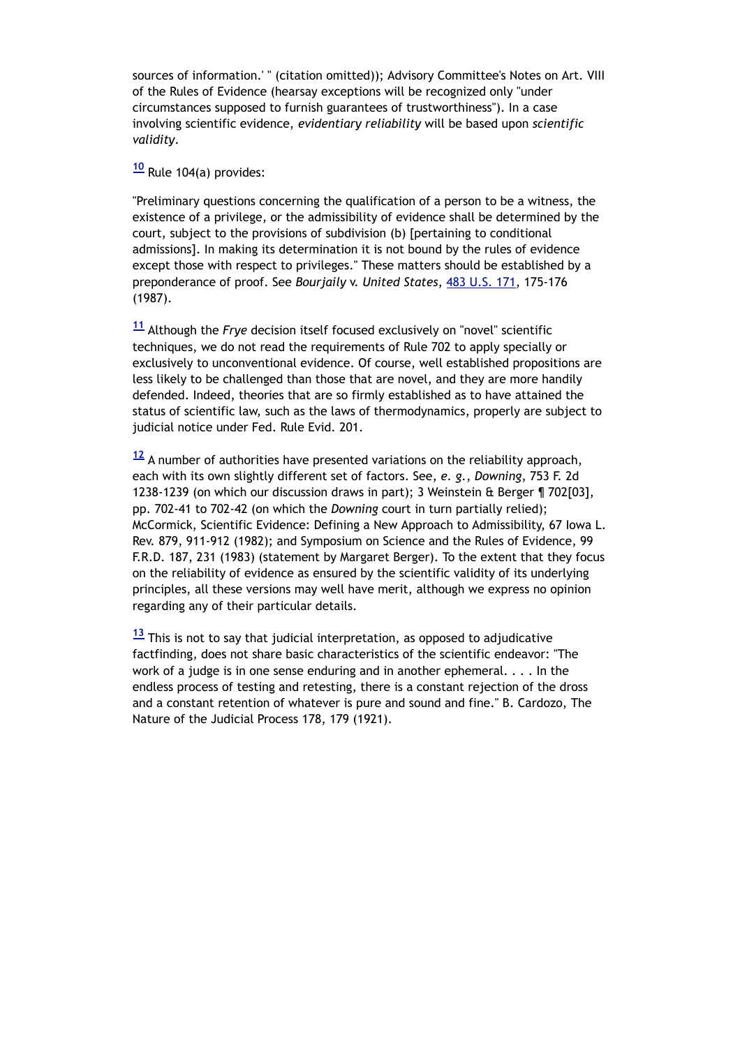sources of information.' " (citation omitted)); Advisory Committee's Notes on Art. VIII of the Rules of Evidence (hearsay exceptions will be recognized only "under circumstances supposed to furnish guarantees of trustworthiness"). In a case involving scientific evidence, *evidentiary reliability* will be based upon *scientific validity*.

[10] Rule 104(a) provides:

"Preliminary questions concerning the qualification of a person to be a witness, the existence of a privilege, or the admissibility of evidence shall be determined by the court, subject to the provisions of subdivision (b) [pertaining to conditional admissions]. In making its determination it is not bound by the rules of evidence except those with respect to privileges." These matters should be established by a preponderance of proof. See *Bourjaily* v. *United States*, 483 U.S. 171, 175-176 (1987).

[11] Although the *Frye* decision itself focused exclusively on "novel" scientific techniques, we do not read the requirements of Rule 702 to apply specially or exclusively to unconventional evidence. Of course, well established propositions are less likely to be challenged than those that are novel, and they are more handily defended. Indeed, theories that are so firmly established as to have attained the status of scientific law, such as the laws of thermodynamics, properly are subject to judicial notice under Fed. Rule Evid. 201.

[12] A number of authorities have presented variations on the reliability approach, each with its own slightly different set of factors. See, *e. g.*, *Downing*, 753 F. 2d 1238-1239 (on which our discussion draws in part); 3 Weinstein & Berger ¶ 702[03], pp. 702-41 to 702-42 (on which the *Downing* court in turn partially relied); McCormick, Scientific Evidence: Defining a New Approach to Admissibility, 67 Iowa L. Rev. 879, 911-912 (1982); and Symposium on Science and the Rules of Evidence, 99 F.R.D. 187, 231 (1983) (statement by Margaret Berger). To the extent that they focus on the reliability of evidence as ensured by the scientific validity of its underlying principles, all these versions may well have merit, although we express no opinion regarding any of their particular details.

[13] This is not to say that judicial interpretation, as opposed to adjudicative factfinding, does not share basic characteristics of the scientific endeavor: "The work of a judge is in one sense enduring and in another ephemeral. . . . In the endless process of testing and retesting, there is a constant rejection of the dross and a constant retention of whatever is pure and sound and fine." B. Cardozo, The Nature of the Judicial Process 178, 179 (1921).